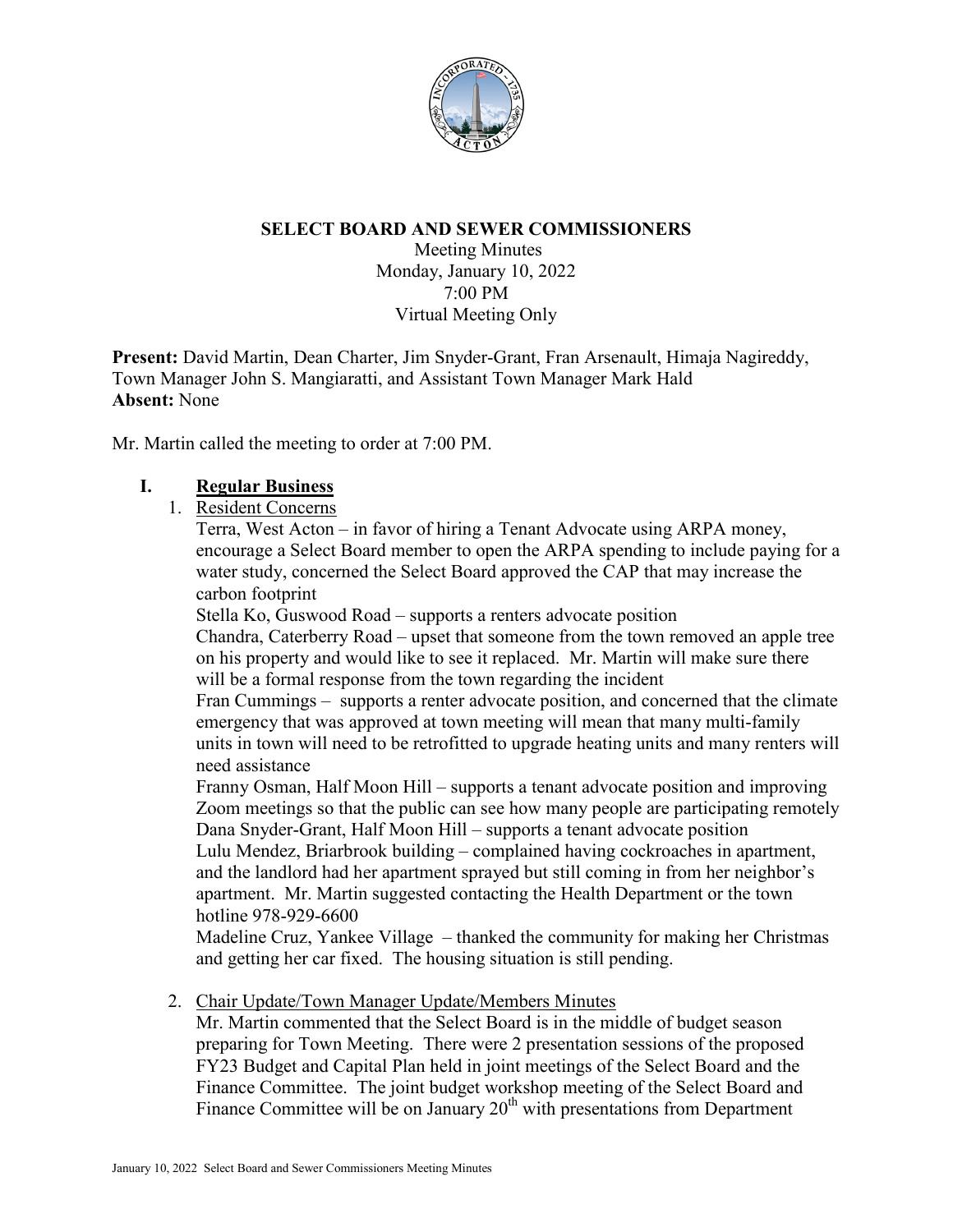# SELECT BOARD AND SEWER COMMISSIONERS

Meeting Minutes
Monday, January 10, 2022
7:00 PM
Virtual Meeting Only

**Present:** David Martin, Dean Charter, Jim Snyder-Grant, Fran Arsenault, Himaja Nagireddy, Town Manager John S. Mangiaratti, and Assistant Town Manager Mark Hald
**Absent:** None

Mr. Martin called the meeting to order at 7:00 PM.

## I. Regular Business

1. Resident Concerns

   Terra, West Acton – in favor of hiring a Tenant Advocate using ARPA money, encourage a Select Board member to open the ARPA spending to include paying for a water study, concerned the Select Board approved the CAP that may increase the carbon footprint

   Stella Ko, Guswood Road – supports a renters advocate position

   Chandra, Caterberry Road – upset that someone from the town removed an apple tree on his property and would like to see it replaced. Mr. Martin will make sure there will be a formal response from the town regarding the incident

   Fran Cummings – supports a renter advocate position, and concerned that the climate emergency that was approved at town meeting will mean that many multi-family units in town will need to be retrofitted to upgrade heating units and many renters will need assistance

   Franny Osman, Half Moon Hill – supports a tenant advocate position and improving Zoom meetings so that the public can see how many people are participating remotely

   Dana Snyder-Grant, Half Moon Hill – supports a tenant advocate position

   Lulu Mendez, Briarbrook building – complained having cockroaches in apartment, and the landlord had her apartment sprayed but still coming in from her neighbor's apartment. Mr. Martin suggested contacting the Health Department or the town hotline 978-929-6600

   Madeline Cruz, Yankee Village – thanked the community for making her Christmas and getting her car fixed. The housing situation is still pending.

2. Chair Update/Town Manager Update/Members Minutes

   Mr. Martin commented that the Select Board is in the middle of budget season preparing for Town Meeting. There were 2 presentation sessions of the proposed FY23 Budget and Capital Plan held in joint meetings of the Select Board and the Finance Committee. The joint budget workshop meeting of the Select Board and Finance Committee will be on January 20th with presentations from Department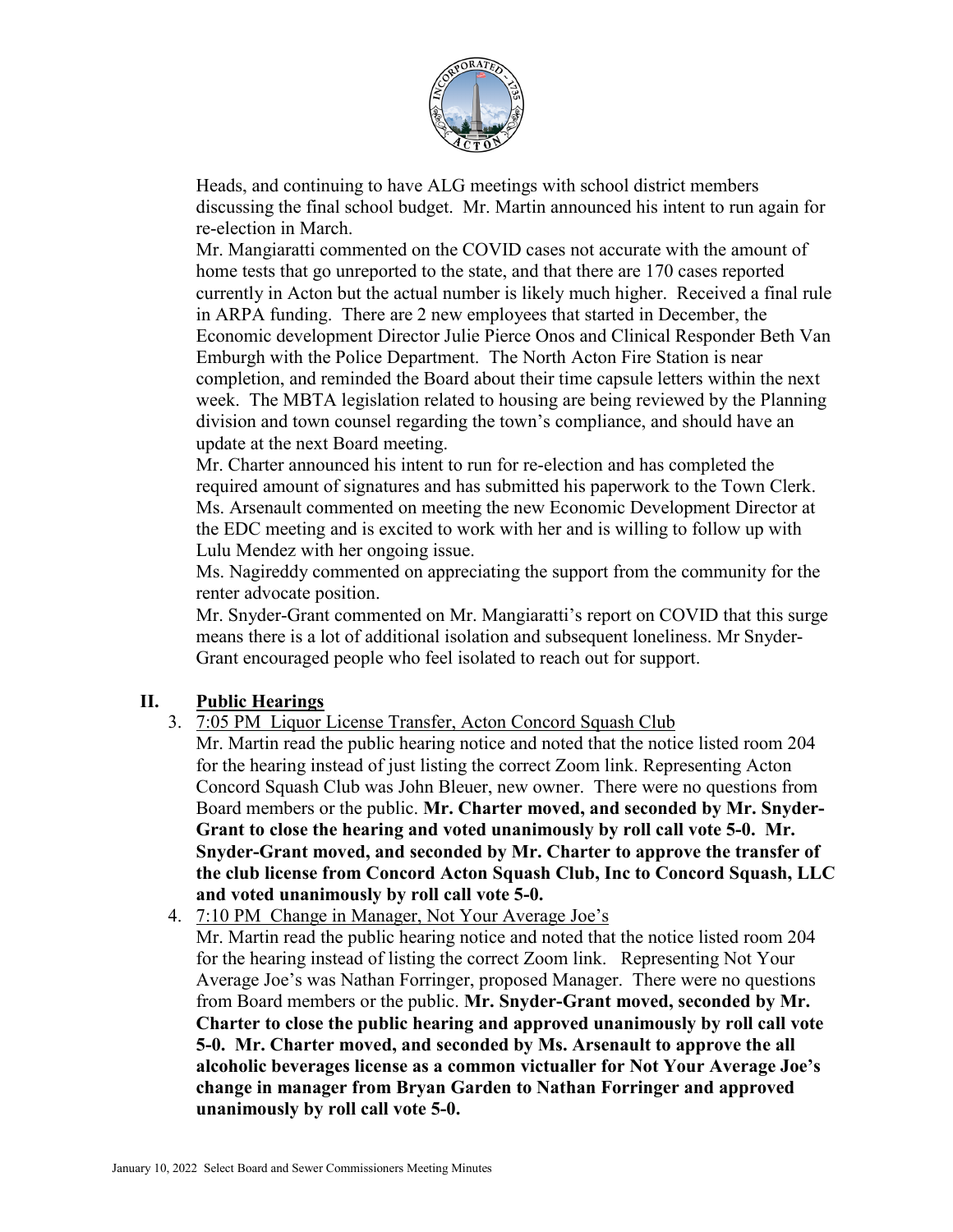Heads, and continuing to have ALG meetings with school district members discussing the final school budget. Mr. Martin announced his intent to run again for re-election in March.

Mr. Mangiaratti commented on the COVID cases not accurate with the amount of home tests that go unreported to the state, and that there are 170 cases reported currently in Acton but the actual number is likely much higher. Received a final rule in ARPA funding. There are 2 new employees that started in December, the Economic development Director Julie Pierce Onos and Clinical Responder Beth Van Emburgh with the Police Department. The North Acton Fire Station is near completion, and reminded the Board about their time capsule letters within the next week. The MBTA legislation related to housing are being reviewed by the Planning division and town counsel regarding the town's compliance, and should have an update at the next Board meeting.

Mr. Charter announced his intent to run for re-election and has completed the required amount of signatures and has submitted his paperwork to the Town Clerk.

Ms. Arsenault commented on meeting the new Economic Development Director at the EDC meeting and is excited to work with her and is willing to follow up with Lulu Mendez with her ongoing issue.

Ms. Nagireddy commented on appreciating the support from the community for the renter advocate position.

Mr. Snyder-Grant commented on Mr. Mangiaratti's report on COVID that this surge means there is a lot of additional isolation and subsequent loneliness. Mr Snyder-Grant encouraged people who feel isolated to reach out for support.

## II. Public Hearings

3. 7:05 PM Liquor License Transfer, Acton Concord Squash Club

   Mr. Martin read the public hearing notice and noted that the notice listed room 204 for the hearing instead of just listing the correct Zoom link. Representing Acton Concord Squash Club was John Bleuer, new owner. There were no questions from Board members or the public. **Mr. Charter moved, and seconded by Mr. Snyder-Grant to close the hearing and voted unanimously by roll call vote 5-0. Mr. Snyder-Grant moved, and seconded by Mr. Charter to approve the transfer of the club license from Concord Acton Squash Club, Inc to Concord Squash, LLC and voted unanimously by roll call vote 5-0.**

4. 7:10 PM Change in Manager, Not Your Average Joe's

   Mr. Martin read the public hearing notice and noted that the notice listed room 204 for the hearing instead of listing the correct Zoom link. Representing Not Your Average Joe's was Nathan Forringer, proposed Manager. There were no questions from Board members or the public. **Mr. Snyder-Grant moved, seconded by Mr. Charter to close the public hearing and approved unanimously by roll call vote 5-0. Mr. Charter moved, and seconded by Ms. Arsenault to approve the all alcoholic beverages license as a common victualler for Not Your Average Joe's change in manager from Bryan Garden to Nathan Forringer and approved unanimously by roll call vote 5-0.**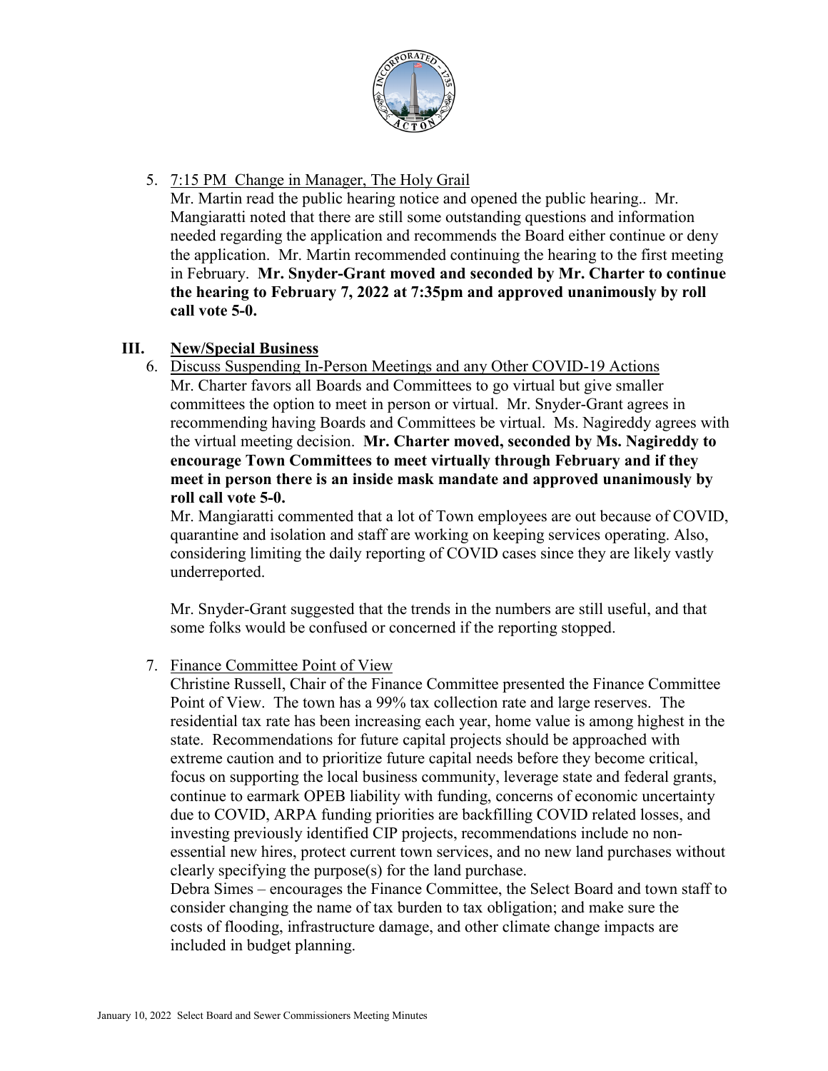5. 7:15 PM Change in Manager, The Holy Grail
   Mr. Martin read the public hearing notice and opened the public hearing.. Mr. Mangiaratti noted that there are still some outstanding questions and information needed regarding the application and recommends the Board either continue or deny the application. Mr. Martin recommended continuing the hearing to the first meeting in February. **Mr. Snyder-Grant moved and seconded by Mr. Charter to continue the hearing to February 7, 2022 at 7:35pm and approved unanimously by roll call vote 5-0.**

## III. New/Special Business

6. Discuss Suspending In-Person Meetings and any Other COVID-19 Actions
   Mr. Charter favors all Boards and Committees to go virtual but give smaller committees the option to meet in person or virtual. Mr. Snyder-Grant agrees in recommending having Boards and Committees be virtual. Ms. Nagireddy agrees with the virtual meeting decision. **Mr. Charter moved, seconded by Ms. Nagireddy to encourage Town Committees to meet virtually through February and if they meet in person there is an inside mask mandate and approved unanimously by roll call vote 5-0.**
   Mr. Mangiaratti commented that a lot of Town employees are out because of COVID, quarantine and isolation and staff are working on keeping services operating. Also, considering limiting the daily reporting of COVID cases since they are likely vastly underreported.

   Mr. Snyder-Grant suggested that the trends in the numbers are still useful, and that some folks would be confused or concerned if the reporting stopped.

7. Finance Committee Point of View
   Christine Russell, Chair of the Finance Committee presented the Finance Committee Point of View. The town has a 99% tax collection rate and large reserves. The residential tax rate has been increasing each year, home value is among highest in the state. Recommendations for future capital projects should be approached with extreme caution and to prioritize future capital needs before they become critical, focus on supporting the local business community, leverage state and federal grants, continue to earmark OPEB liability with funding, concerns of economic uncertainty due to COVID, ARPA funding priorities are backfilling COVID related losses, and investing previously identified CIP projects, recommendations include no non-essential new hires, protect current town services, and no new land purchases without clearly specifying the purpose(s) for the land purchase.
   Debra Simes – encourages the Finance Committee, the Select Board and town staff to consider changing the name of tax burden to tax obligation; and make sure the costs of flooding, infrastructure damage, and other climate change impacts are included in budget planning.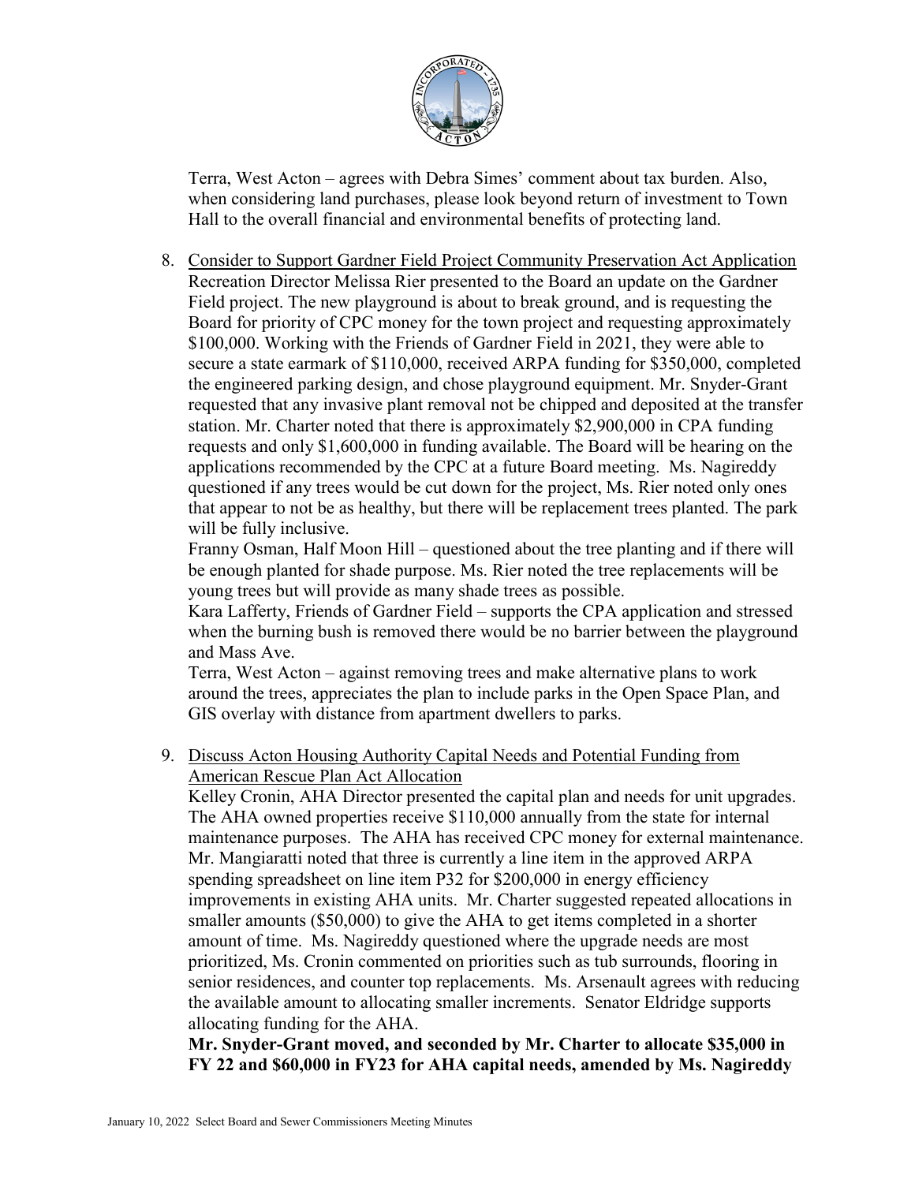Terra, West Acton – agrees with Debra Simes' comment about tax burden. Also, when considering land purchases, please look beyond return of investment to Town Hall to the overall financial and environmental benefits of protecting land.

8. Consider to Support Gardner Field Project Community Preservation Act Application
   Recreation Director Melissa Rier presented to the Board an update on the Gardner Field project. The new playground is about to break ground, and is requesting the Board for priority of CPC money for the town project and requesting approximately $100,000. Working with the Friends of Gardner Field in 2021, they were able to secure a state earmark of $110,000, received ARPA funding for $350,000, completed the engineered parking design, and chose playground equipment. Mr. Snyder-Grant requested that any invasive plant removal not be chipped and deposited at the transfer station. Mr. Charter noted that there is approximately $2,900,000 in CPA funding requests and only $1,600,000 in funding available. The Board will be hearing on the applications recommended by the CPC at a future Board meeting. Ms. Nagireddy questioned if any trees would be cut down for the project, Ms. Rier noted only ones that appear to not be as healthy, but there will be replacement trees planted. The park will be fully inclusive.
   Franny Osman, Half Moon Hill – questioned about the tree planting and if there will be enough planted for shade purpose. Ms. Rier noted the tree replacements will be young trees but will provide as many shade trees as possible.
   Kara Lafferty, Friends of Gardner Field – supports the CPA application and stressed when the burning bush is removed there would be no barrier between the playground and Mass Ave.
   Terra, West Acton – against removing trees and make alternative plans to work around the trees, appreciates the plan to include parks in the Open Space Plan, and GIS overlay with distance from apartment dwellers to parks.

9. Discuss Acton Housing Authority Capital Needs and Potential Funding from American Rescue Plan Act Allocation
   Kelley Cronin, AHA Director presented the capital plan and needs for unit upgrades. The AHA owned properties receive $110,000 annually from the state for internal maintenance purposes. The AHA has received CPC money for external maintenance. Mr. Mangiaratti noted that three is currently a line item in the approved ARPA spending spreadsheet on line item P32 for $200,000 in energy efficiency improvements in existing AHA units. Mr. Charter suggested repeated allocations in smaller amounts ($50,000) to give the AHA to get items completed in a shorter amount of time. Ms. Nagireddy questioned where the upgrade needs are most prioritized, Ms. Cronin commented on priorities such as tub surrounds, flooring in senior residences, and counter top replacements. Ms. Arsenault agrees with reducing the available amount to allocating smaller increments. Senator Eldridge supports allocating funding for the AHA.
   **Mr. Snyder-Grant moved, and seconded by Mr. Charter to allocate $35,000 in FY 22 and $60,000 in FY23 for AHA capital needs, amended by Ms. Nagireddy**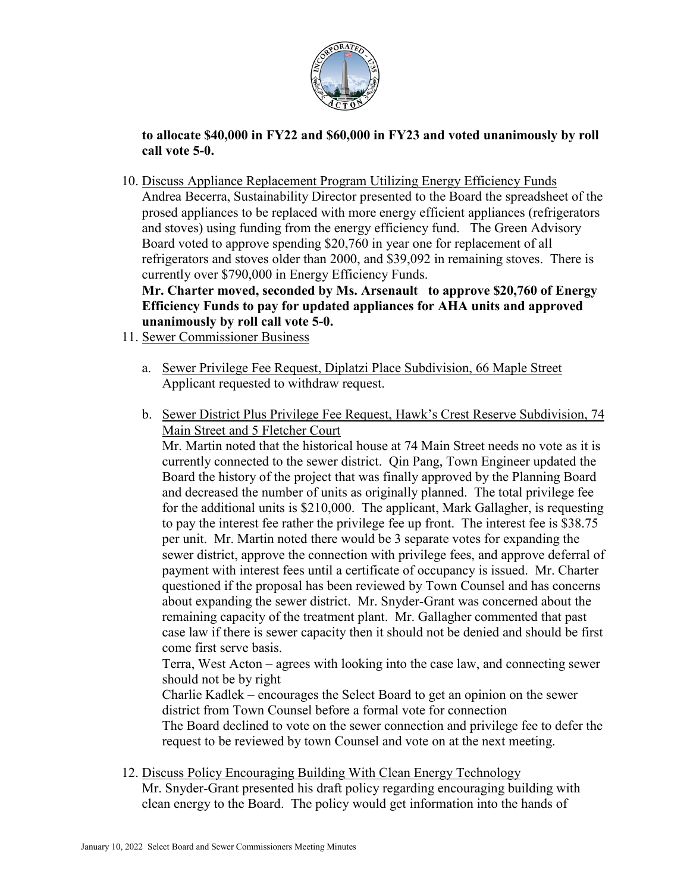**to allocate $40,000 in FY22 and $60,000 in FY23 and voted unanimously by roll call vote 5-0.**

10. Discuss Appliance Replacement Program Utilizing Energy Efficiency Funds
    Andrea Becerra, Sustainability Director presented to the Board the spreadsheet of the prosed appliances to be replaced with more energy efficient appliances (refrigerators and stoves) using funding from the energy efficiency fund. The Green Advisory Board voted to approve spending $20,760 in year one for replacement of all refrigerators and stoves older than 2000, and $39,092 in remaining stoves. There is currently over $790,000 in Energy Efficiency Funds.
    **Mr. Charter moved, seconded by Ms. Arsenault to approve $20,760 of Energy Efficiency Funds to pay for updated appliances for AHA units and approved unanimously by roll call vote 5-0.**

11. Sewer Commissioner Business

    a. Sewer Privilege Fee Request, Diplatzi Place Subdivision, 66 Maple Street
    Applicant requested to withdraw request.

    b. Sewer District Plus Privilege Fee Request, Hawk's Crest Reserve Subdivision, 74 Main Street and 5 Fletcher Court
    Mr. Martin noted that the historical house at 74 Main Street needs no vote as it is currently connected to the sewer district. Qin Pang, Town Engineer updated the Board the history of the project that was finally approved by the Planning Board and decreased the number of units as originally planned. The total privilege fee for the additional units is $210,000. The applicant, Mark Gallagher, is requesting to pay the interest fee rather the privilege fee up front. The interest fee is $38.75 per unit. Mr. Martin noted there would be 3 separate votes for expanding the sewer district, approve the connection with privilege fees, and approve deferral of payment with interest fees until a certificate of occupancy is issued. Mr. Charter questioned if the proposal has been reviewed by Town Counsel and has concerns about expanding the sewer district. Mr. Snyder-Grant was concerned about the remaining capacity of the treatment plant. Mr. Gallagher commented that past case law if there is sewer capacity then it should not be denied and should be first come first serve basis.
    Terra, West Acton – agrees with looking into the case law, and connecting sewer should not be by right
    Charlie Kadlek – encourages the Select Board to get an opinion on the sewer district from Town Counsel before a formal vote for connection
    The Board declined to vote on the sewer connection and privilege fee to defer the request to be reviewed by town Counsel and vote on at the next meeting.

12. Discuss Policy Encouraging Building With Clean Energy Technology
    Mr. Snyder-Grant presented his draft policy regarding encouraging building with clean energy to the Board. The policy would get information into the hands of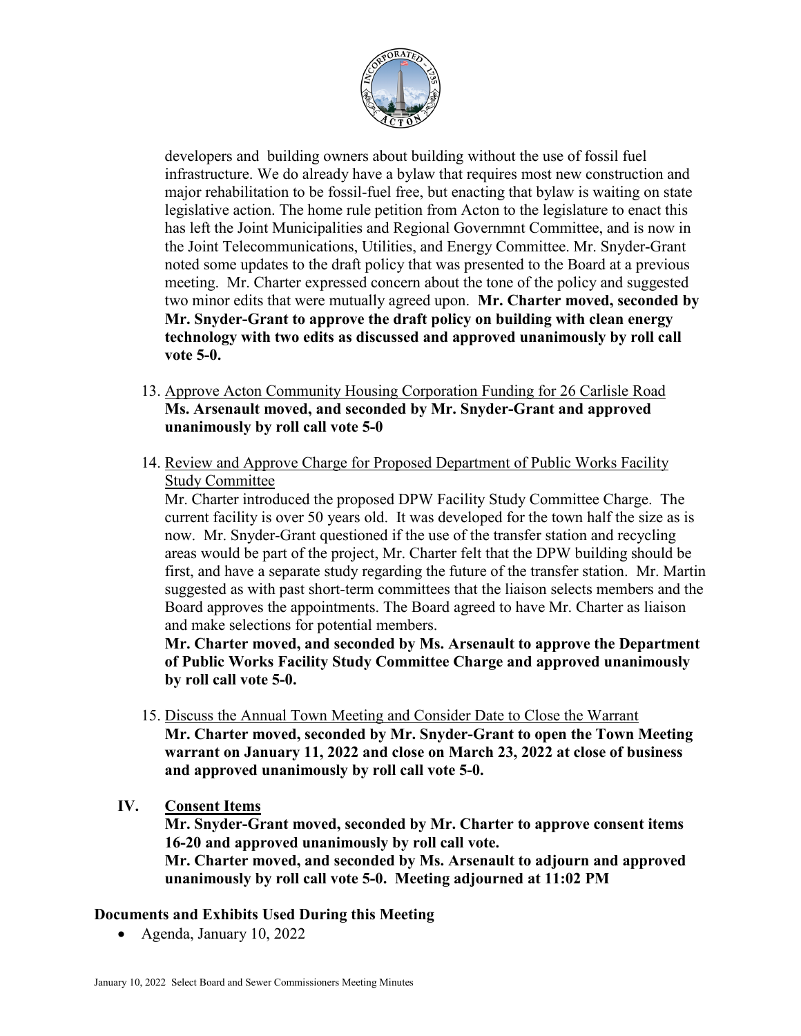developers and building owners about building without the use of fossil fuel infrastructure. We do already have a bylaw that requires most new construction and major rehabilitation to be fossil-fuel free, but enacting that bylaw is waiting on state legislative action. The home rule petition from Acton to the legislature to enact this has left the Joint Municipalities and Regional Governmnt Committee, and is now in the Joint Telecommunications, Utilities, and Energy Committee. Mr. Snyder-Grant noted some updates to the draft policy that was presented to the Board at a previous meeting. Mr. Charter expressed concern about the tone of the policy and suggested two minor edits that were mutually agreed upon. **Mr. Charter moved, seconded by Mr. Snyder-Grant to approve the draft policy on building with clean energy technology with two edits as discussed and approved unanimously by roll call vote 5-0.**

13. Approve Acton Community Housing Corporation Funding for 26 Carlisle Road
    **Ms. Arsenault moved, and seconded by Mr. Snyder-Grant and approved unanimously by roll call vote 5-0**

14. Review and Approve Charge for Proposed Department of Public Works Facility Study Committee
    Mr. Charter introduced the proposed DPW Facility Study Committee Charge. The current facility is over 50 years old. It was developed for the town half the size as is now. Mr. Snyder-Grant questioned if the use of the transfer station and recycling areas would be part of the project, Mr. Charter felt that the DPW building should be first, and have a separate study regarding the future of the transfer station. Mr. Martin suggested as with past short-term committees that the liaison selects members and the Board approves the appointments. The Board agreed to have Mr. Charter as liaison and make selections for potential members.
    **Mr. Charter moved, and seconded by Ms. Arsenault to approve the Department of Public Works Facility Study Committee Charge and approved unanimously by roll call vote 5-0.**

15. Discuss the Annual Town Meeting and Consider Date to Close the Warrant
    **Mr. Charter moved, seconded by Mr. Snyder-Grant to open the Town Meeting warrant on January 11, 2022 and close on March 23, 2022 at close of business and approved unanimously by roll call vote 5-0.**

## IV. Consent Items

**Mr. Snyder-Grant moved, seconded by Mr. Charter to approve consent items 16-20 and approved unanimously by roll call vote.**
**Mr. Charter moved, and seconded by Ms. Arsenault to adjourn and approved unanimously by roll call vote 5-0. Meeting adjourned at 11:02 PM**

### Documents and Exhibits Used During this Meeting

- Agenda, January 10, 2022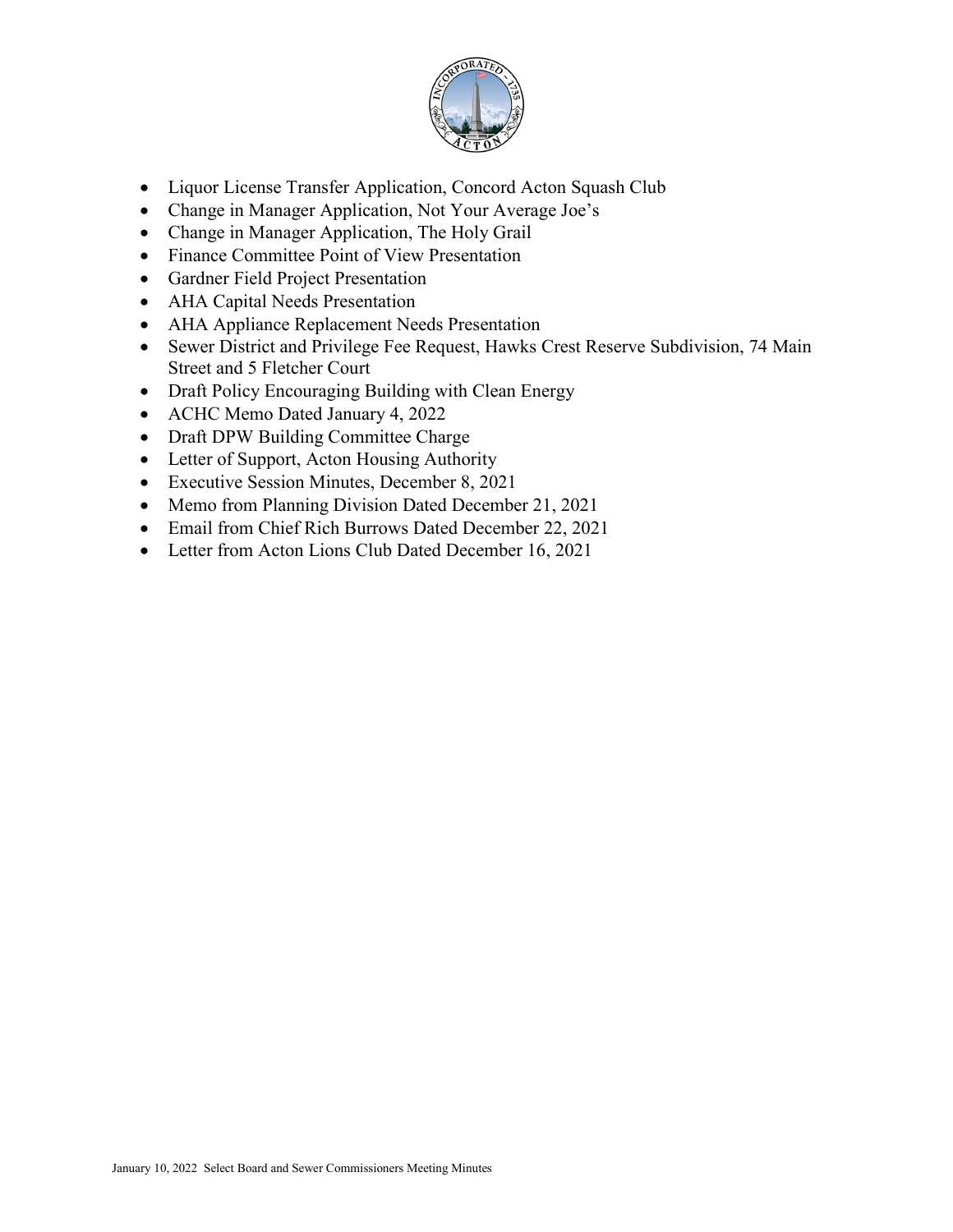- Liquor License Transfer Application, Concord Acton Squash Club
- Change in Manager Application, Not Your Average Joe's
- Change in Manager Application, The Holy Grail
- Finance Committee Point of View Presentation
- Gardner Field Project Presentation
- AHA Capital Needs Presentation
- AHA Appliance Replacement Needs Presentation
- Sewer District and Privilege Fee Request, Hawks Crest Reserve Subdivision, 74 Main Street and 5 Fletcher Court
- Draft Policy Encouraging Building with Clean Energy
- ACHC Memo Dated January 4, 2022
- Draft DPW Building Committee Charge
- Letter of Support, Acton Housing Authority
- Executive Session Minutes, December 8, 2021
- Memo from Planning Division Dated December 21, 2021
- Email from Chief Rich Burrows Dated December 22, 2021
- Letter from Acton Lions Club Dated December 16, 2021